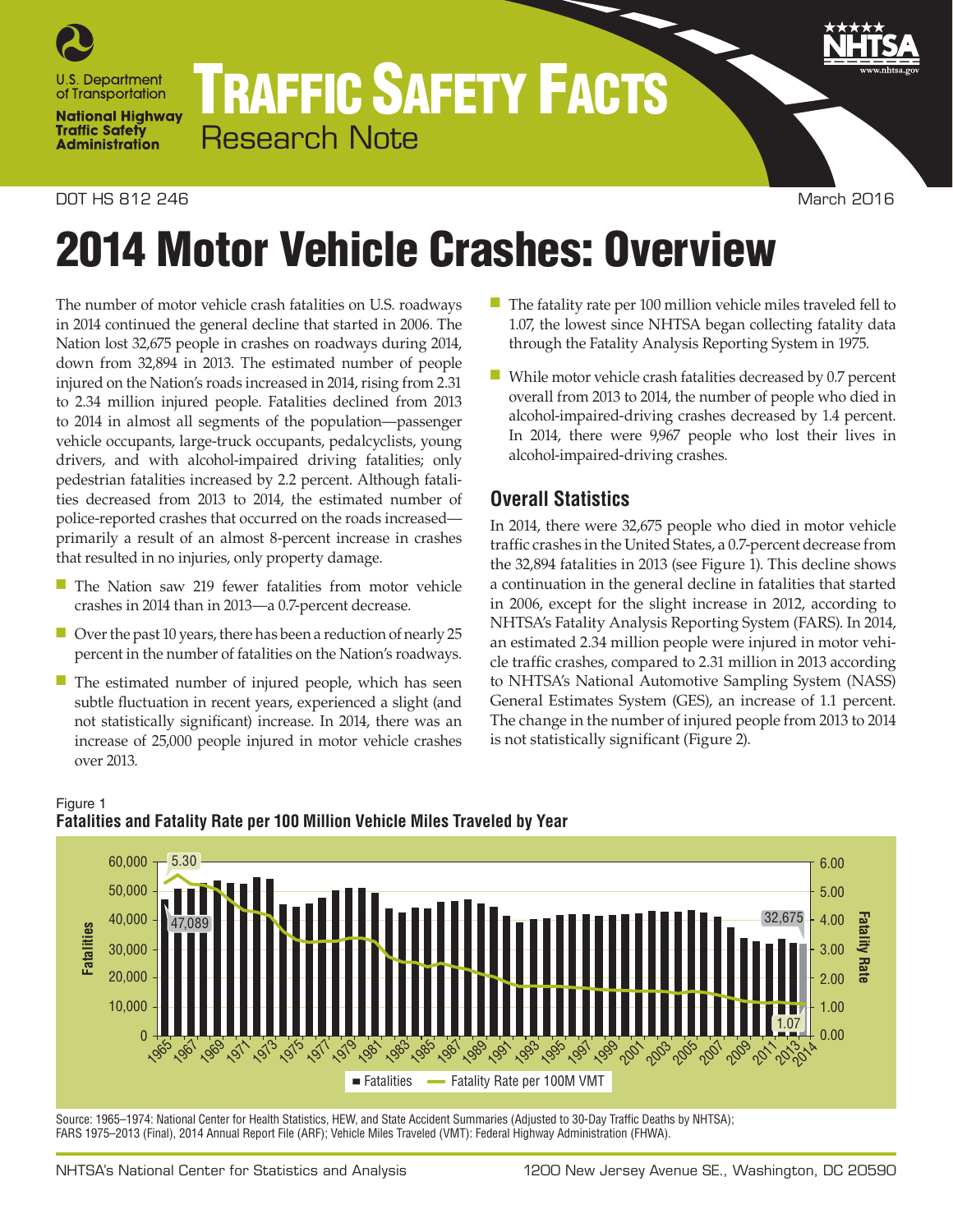# TRAFFIC SAFETY FACTS

Research Note

DOT HS 812 246 March 2016

# 2014 Motor Vehicle Crashes: Overview

The number of motor vehicle crash fatalities on U.S. roadways in 2014 continued the general decline that started in 2006. The Nation lost 32,675 people in crashes on roadways during 2014, down from 32,894 in 2013. The estimated number of people injured on the Nation's roads increased in 2014, rising from 2.31 to 2.34 million injured people. Fatalities declined from 2013 to 2014 in almost all segments of the population—passenger vehicle occupants, large-truck occupants, pedalcyclists, young drivers, and with alcohol-impaired driving fatalities; only pedestrian fatalities increased by 2.2 percent. Although fatalities decreased from 2013 to 2014, the estimated number of police-reported crashes that occurred on the roads increased—primarily a result of an almost 8-percent increase in crashes that resulted in no injuries, only property damage.

- The Nation saw 219 fewer fatalities from motor vehicle crashes in 2014 than in 2013—a 0.7-percent decrease.
- Over the past 10 years, there has been a reduction of nearly 25 percent in the number of fatalities on the Nation's roadways.
- The estimated number of injured people, which has seen subtle fluctuation in recent years, experienced a slight (and not statistically significant) increase. In 2014, there was an increase of 25,000 people injured in motor vehicle crashes over 2013.
- The fatality rate per 100 million vehicle miles traveled fell to 1.07, the lowest since NHTSA began collecting fatality data through the Fatality Analysis Reporting System in 1975.
- While motor vehicle crash fatalities decreased by 0.7 percent overall from 2013 to 2014, the number of people who died in alcohol-impaired-driving crashes decreased by 1.4 percent. In 2014, there were 9,967 people who lost their lives in alcohol-impaired-driving crashes.

## Overall Statistics

In 2014, there were 32,675 people who died in motor vehicle traffic crashes in the United States, a 0.7-percent decrease from the 32,894 fatalities in 2013 (see Figure 1). This decline shows a continuation in the general decline in fatalities that started in 2006, except for the slight increase in 2012, according to NHTSA's Fatality Analysis Reporting System (FARS). In 2014, an estimated 2.34 million people were injured in motor vehicle traffic crashes, compared to 2.31 million in 2013 according to NHTSA's National Automotive Sampling System (NASS) General Estimates System (GES), an increase of 1.1 percent. The change in the number of injured people from 2013 to 2014 is not statistically significant (Figure 2).

Figure 1
**Fatalities and Fatality Rate per 100 Million Vehicle Miles Traveled by Year**

Fatalities: 0, 10,000, 20,000, 30,000, 40,000, 50,000, 60,000
Fatality Rate: 0.00, 1.00, 2.00, 3.00, 4.00, 5.00, 6.00
1965, 1967, 1969, 1971, 1973, 1975, 1977, 1979, 1981, 1983, 1985, 1987, 1989, 1991, 1993, 1995, 1997, 1999, 2001, 2003, 2005, 2007, 2009, 2011, 2013, 2014
5.30
47,089
32,675
1.07
Fatalities — Fatality Rate per 100M VMT

Source: 1965–1974: National Center for Health Statistics, HEW, and State Accident Summaries (Adjusted to 30-Day Traffic Deaths by NHTSA); FARS 1975–2013 (Final), 2014 Annual Report File (ARF); Vehicle Miles Traveled (VMT): Federal Highway Administration (FHWA).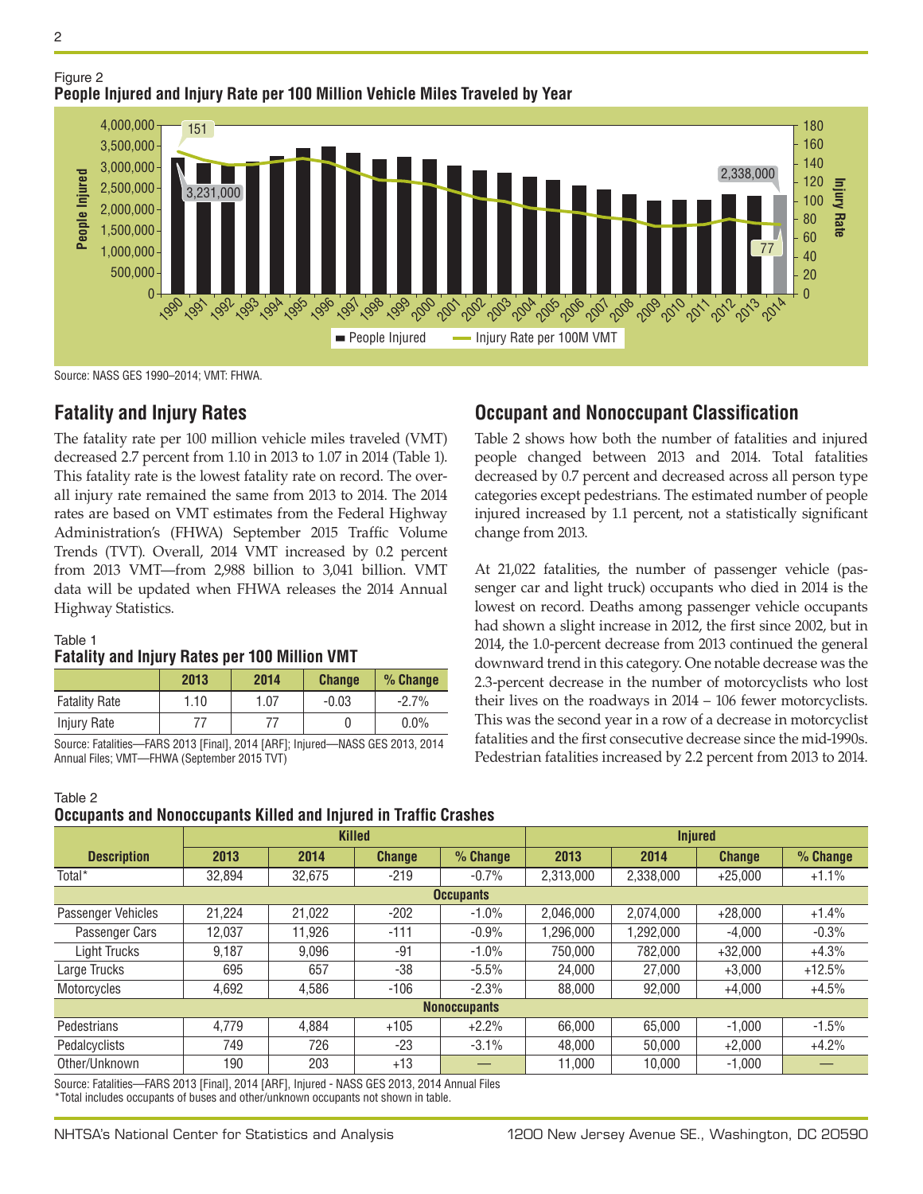Figure 2
**People Injured and Injury Rate per 100 Million Vehicle Miles Traveled by Year**

People Injured
Injury Rate
4,000,000
3,500,000
3,000,000
2,500,000
2,000,000
1,500,000
1,000,000
500,000
0
180
160
140
120
100
80
60
40
20
0
151
3,231,000
2,338,000
77
1990 1991 1992 1993 1994 1995 1996 1997 1998 1999 2000 2001 2002 2003 2004 2005 2006 2007 2008 2009 2010 2011 2012 2013 2014
People Injured
Injury Rate per 100M VMT

Source: NASS GES 1990–2014; VMT: FHWA.

## Fatality and Injury Rates

The fatality rate per 100 million vehicle miles traveled (VMT) decreased 2.7 percent from 1.10 in 2013 to 1.07 in 2014 (Table 1). This fatality rate is the lowest fatality rate on record. The overall injury rate remained the same from 2013 to 2014. The 2014 rates are based on VMT estimates from the Federal Highway Administration's (FHWA) September 2015 Traffic Volume Trends (TVT). Overall, 2014 VMT increased by 0.2 percent from 2013 VMT—from 2,988 billion to 3,041 billion. VMT data will be updated when FHWA releases the 2014 Annual Highway Statistics.

Table 1
**Fatality and Injury Rates per 100 Million VMT**

| | 2013 | 2014 | Change | % Change |
|---|---|---|---|---|
| Fatality Rate | 1.10 | 1.07 | -0.03 | -2.7% |
| Injury Rate | 77 | 77 | 0 | 0.0% |

Source: Fatalities—FARS 2013 [Final], 2014 [ARF]; Injured—NASS GES 2013, 2014 Annual Files; VMT—FHWA (September 2015 TVT)

## Occupant and Nonoccupant Classification

Table 2 shows how both the number of fatalities and injured people changed between 2013 and 2014. Total fatalities decreased by 0.7 percent and decreased across all person type categories except pedestrians. The estimated number of people injured increased by 1.1 percent, not a statistically significant change from 2013.

At 21,022 fatalities, the number of passenger vehicle (passenger car and light truck) occupants who died in 2014 is the lowest on record. Deaths among passenger vehicle occupants had shown a slight increase in 2012, the first since 2002, but in 2014, the 1.0-percent decrease from 2013 continued the general downward trend in this category. One notable decrease was the 2.3-percent decrease in the number of motorcyclists who lost their lives on the roadways in 2014 – 106 fewer motorcyclists. This was the second year in a row of a decrease in motorcyclist fatalities and the first consecutive decrease since the mid-1990s. Pedestrian fatalities increased by 2.2 percent from 2013 to 2014.

Table 2
**Occupants and Nonoccupants Killed and Injured in Traffic Crashes**

| Description | Killed | | | | Injured | | | |
|---|---|---|---|---|---|---|---|---|
| | 2013 | 2014 | Change | % Change | 2013 | 2014 | Change | % Change |
| Total* | 32,894 | 32,675 | -219 | -0.7% | 2,313,000 | 2,338,000 | +25,000 | +1.1% |
| **Occupants** | | | | | | | | |
| Passenger Vehicles | 21,224 | 21,022 | -202 | -1.0% | 2,046,000 | 2,074,000 | +28,000 | +1.4% |
| Passenger Cars | 12,037 | 11,926 | -111 | -0.9% | 1,296,000 | 1,292,000 | -4,000 | -0.3% |
| Light Trucks | 9,187 | 9,096 | -91 | -1.0% | 750,000 | 782,000 | +32,000 | +4.3% |
| Large Trucks | 695 | 657 | -38 | -5.5% | 24,000 | 27,000 | +3,000 | +12.5% |
| Motorcycles | 4,692 | 4,586 | -106 | -2.3% | 88,000 | 92,000 | +4,000 | +4.5% |
| **Nonoccupants** | | | | | | | | |
| Pedestrians | 4,779 | 4,884 | +105 | +2.2% | 66,000 | 65,000 | -1,000 | -1.5% |
| Pedalcyclists | 749 | 726 | -23 | -3.1% | 48,000 | 50,000 | +2,000 | +4.2% |
| Other/Unknown | 190 | 203 | +13 | — | 11,000 | 10,000 | -1,000 | — |

Source: Fatalities—FARS 2013 [Final], 2014 [ARF], Injured - NASS GES 2013, 2014 Annual Files
*Total includes occupants of buses and other/unknown occupants not shown in table.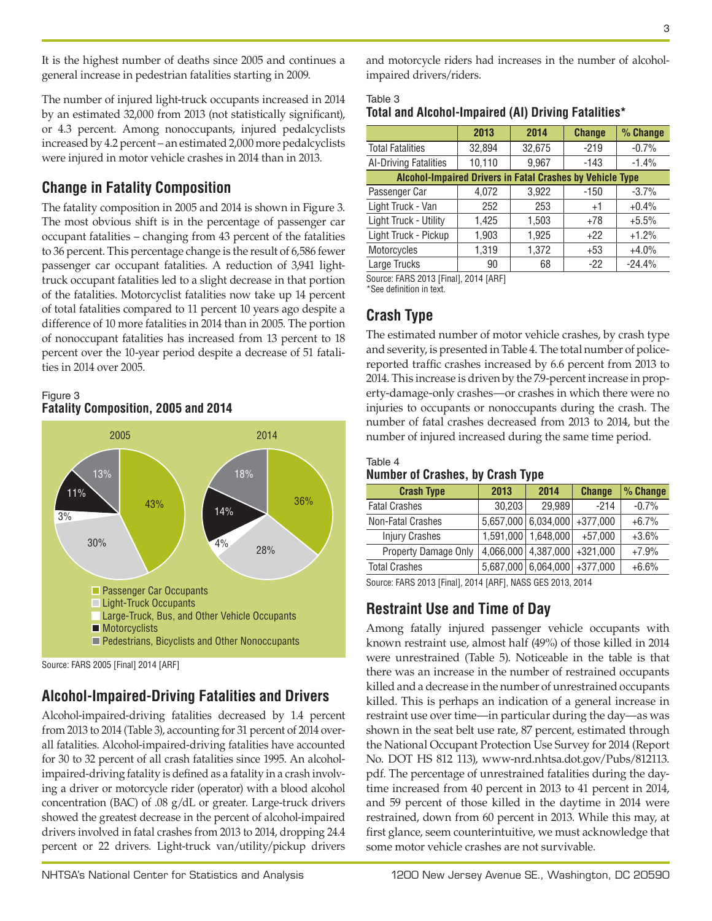It is the highest number of deaths since 2005 and continues a general increase in pedestrian fatalities starting in 2009.

The number of injured light-truck occupants increased in 2014 by an estimated 32,000 from 2013 (not statistically significant), or 4.3 percent. Among nonoccupants, injured pedalcyclists increased by 4.2 percent – an estimated 2,000 more pedalcyclists were injured in motor vehicle crashes in 2014 than in 2013.

## Change in Fatality Composition

The fatality composition in 2005 and 2014 is shown in Figure 3. The most obvious shift is in the percentage of passenger car occupant fatalities – changing from 43 percent of the fatalities to 36 percent. This percentage change is the result of 6,586 fewer passenger car occupant fatalities. A reduction of 3,941 light-truck occupant fatalities led to a slight decrease in that portion of the fatalities. Motorcyclist fatalities now take up 14 percent of total fatalities compared to 11 percent 10 years ago despite a difference of 10 more fatalities in 2014 than in 2005. The portion of nonoccupant fatalities has increased from 13 percent to 18 percent over the 10-year period despite a decrease of 51 fatalities in 2014 over 2005.

Figure 3
**Fatality Composition, 2005 and 2014**

2005
43%
30%
3%
11%
13%

2014
36%
28%
4%
14%
18%

Passenger Car Occupants
Light-Truck Occupants
Large-Truck, Bus, and Other Vehicle Occupants
Motorcyclists
Pedestrians, Bicyclists and Other Nonoccupants

Source: FARS 2005 [Final] 2014 [ARF]

## Alcohol-Impaired-Driving Fatalities and Drivers

Alcohol-impaired-driving fatalities decreased by 1.4 percent from 2013 to 2014 (Table 3), accounting for 31 percent of 2014 overall fatalities. Alcohol-impaired-driving fatalities have accounted for 30 to 32 percent of all crash fatalities since 1995. An alcohol-impaired-driving fatality is defined as a fatality in a crash involving a driver or motorcycle rider (operator) with a blood alcohol concentration (BAC) of .08 g/dL or greater. Large-truck drivers showed the greatest decrease in the percent of alcohol-impaired drivers involved in fatal crashes from 2013 to 2014, dropping 24.4 percent or 22 drivers. Light-truck van/utility/pickup drivers and motorcycle riders had increases in the number of alcohol-impaired drivers/riders.

Table 3
**Total and Alcohol-Impaired (AI) Driving Fatalities***

| | 2013 | 2014 | Change | % Change |
|---|---|---|---|---|
| Total Fatalities | 32,894 | 32,675 | -219 | -0.7% |
| AI-Driving Fatalities | 10,110 | 9,967 | -143 | -1.4% |
| **Alcohol-Impaired Drivers in Fatal Crashes by Vehicle Type** | | | | |
| Passenger Car | 4,072 | 3,922 | -150 | -3.7% |
| Light Truck - Van | 252 | 253 | +1 | +0.4% |
| Light Truck - Utility | 1,425 | 1,503 | +78 | +5.5% |
| Light Truck - Pickup | 1,903 | 1,925 | +22 | +1.2% |
| Motorcycles | 1,319 | 1,372 | +53 | +4.0% |
| Large Trucks | 90 | 68 | -22 | -24.4% |

Source: FARS 2013 [Final], 2014 [ARF]
*See definition in text.

## Crash Type

The estimated number of motor vehicle crashes, by crash type and severity, is presented in Table 4. The total number of police-reported traffic crashes increased by 6.6 percent from 2013 to 2014. This increase is driven by the 7.9-percent increase in property-damage-only crashes—or crashes in which there were no injuries to occupants or nonoccupants during the crash. The number of fatal crashes decreased from 2013 to 2014, but the number of injured increased during the same time period.

Table 4
**Number of Crashes, by Crash Type**

| Crash Type | 2013 | 2014 | Change | % Change |
|---|---|---|---|---|
| Fatal Crashes | 30,203 | 29,989 | -214 | -0.7% |
| Non-Fatal Crashes | 5,657,000 | 6,034,000 | +377,000 | +6.7% |
| Injury Crashes | 1,591,000 | 1,648,000 | +57,000 | +3.6% |
| Property Damage Only | 4,066,000 | 4,387,000 | +321,000 | +7.9% |
| Total Crashes | 5,687,000 | 6,064,000 | +377,000 | +6.6% |

Source: FARS 2013 [Final], 2014 [ARF], NASS GES 2013, 2014

## Restraint Use and Time of Day

Among fatally injured passenger vehicle occupants with known restraint use, almost half (49%) of those killed in 2014 were unrestrained (Table 5). Noticeable in the table is that there was an increase in the number of restrained occupants killed and a decrease in the number of unrestrained occupants killed. This is perhaps an indication of a general increase in restraint use over time—in particular during the day—as was shown in the seat belt use rate, 87 percent, estimated through the National Occupant Protection Use Survey for 2014 (Report No. DOT HS 812 113), www-nrd.nhtsa.dot.gov/Pubs/812113.pdf. The percentage of unrestrained fatalities during the daytime increased from 40 percent in 2013 to 41 percent in 2014, and 59 percent of those killed in the daytime in 2014 were restrained, down from 60 percent in 2013. While this may, at first glance, seem counterintuitive, we must acknowledge that some motor vehicle crashes are not survivable.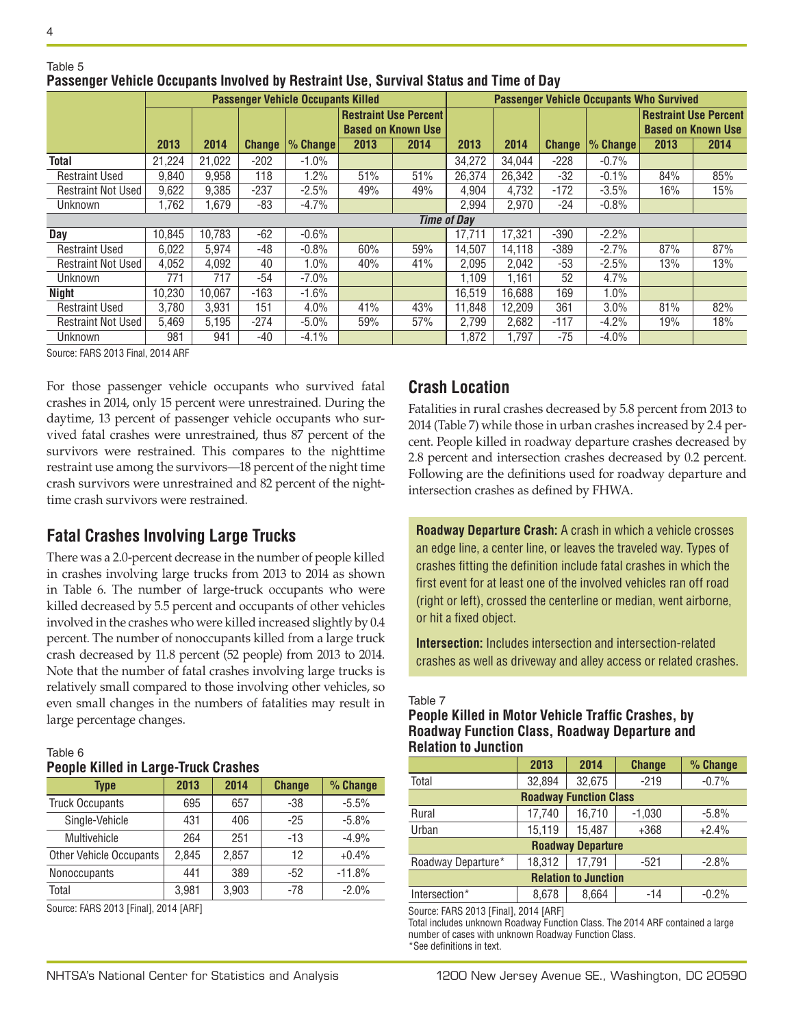Table 5

**Passenger Vehicle Occupants Involved by Restraint Use, Survival Status and Time of Day**

| | Passenger Vehicle Occupants Killed | | | | | | Passenger Vehicle Occupants Who Survived | | | | | |
|---|---|---|---|---|---|---|---|---|---|---|---|---|
| | | | | | Restraint Use Percent Based on Known Use | | | | | | Restraint Use Percent Based on Known Use | |
| | 2013 | 2014 | Change | % Change | 2013 | 2014 | 2013 | 2014 | Change | % Change | 2013 | 2014 |
| **Total** | 21,224 | 21,022 | -202 | -1.0% | | | 34,272 | 34,044 | -228 | -0.7% | | |
| Restraint Used | 9,840 | 9,958 | 118 | 1.2% | 51% | 51% | 26,374 | 26,342 | -32 | -0.1% | 84% | 85% |
| Restraint Not Used | 9,622 | 9,385 | -237 | -2.5% | 49% | 49% | 4,904 | 4,732 | -172 | -3.5% | 16% | 15% |
| Unknown | 1,762 | 1,679 | -83 | -4.7% | | | 2,994 | 2,970 | -24 | -0.8% | | |
| ***Time of Day*** | | | | | | | | | | | | |
| **Day** | 10,845 | 10,783 | -62 | -0.6% | | | 17,711 | 17,321 | -390 | -2.2% | | |
| Restraint Used | 6,022 | 5,974 | -48 | -0.8% | 60% | 59% | 14,507 | 14,118 | -389 | -2.7% | 87% | 87% |
| Restraint Not Used | 4,052 | 4,092 | 40 | 1.0% | 40% | 41% | 2,095 | 2,042 | -53 | -2.5% | 13% | 13% |
| Unknown | 771 | 717 | -54 | -7.0% | | | 1,109 | 1,161 | 52 | 4.7% | | |
| **Night** | 10,230 | 10,067 | -163 | -1.6% | | | 16,519 | 16,688 | 169 | 1.0% | | |
| Restraint Used | 3,780 | 3,931 | 151 | 4.0% | 41% | 43% | 11,848 | 12,209 | 361 | 3.0% | 81% | 82% |
| Restraint Not Used | 5,469 | 5,195 | -274 | -5.0% | 59% | 57% | 2,799 | 2,682 | -117 | -4.2% | 19% | 18% |
| Unknown | 981 | 941 | -40 | -4.1% | | | 1,872 | 1,797 | -75 | -4.0% | | |

Source: FARS 2013 Final, 2014 ARF

For those passenger vehicle occupants who survived fatal crashes in 2014, only 15 percent were unrestrained. During the daytime, 13 percent of passenger vehicle occupants who survived fatal crashes were unrestrained, thus 87 percent of the survivors were restrained. This compares to the nighttime restraint use among the survivors—18 percent of the night time crash survivors were unrestrained and 82 percent of the nighttime crash survivors were restrained.

## Fatal Crashes Involving Large Trucks

There was a 2.0-percent decrease in the number of people killed in crashes involving large trucks from 2013 to 2014 as shown in Table 6. The number of large-truck occupants who were killed decreased by 5.5 percent and occupants of other vehicles involved in the crashes who were killed increased slightly by 0.4 percent. The number of nonoccupants killed from a large truck crash decreased by 11.8 percent (52 people) from 2013 to 2014. Note that the number of fatal crashes involving large trucks is relatively small compared to those involving other vehicles, so even small changes in the numbers of fatalities may result in large percentage changes.

Table 6

**People Killed in Large-Truck Crashes**

| Type | 2013 | 2014 | Change | % Change |
|---|---|---|---|---|
| Truck Occupants | 695 | 657 | -38 | -5.5% |
| Single-Vehicle | 431 | 406 | -25 | -5.8% |
| Multivehicle | 264 | 251 | -13 | -4.9% |
| Other Vehicle Occupants | 2,845 | 2,857 | 12 | +0.4% |
| Nonoccupants | 441 | 389 | -52 | -11.8% |
| Total | 3,981 | 3,903 | -78 | -2.0% |

Source: FARS 2013 [Final], 2014 [ARF]

## Crash Location

Fatalities in rural crashes decreased by 5.8 percent from 2013 to 2014 (Table 7) while those in urban crashes increased by 2.4 percent. People killed in roadway departure crashes decreased by 2.8 percent and intersection crashes decreased by 0.2 percent. Following are the definitions used for roadway departure and intersection crashes as defined by FHWA.

**Roadway Departure Crash:** A crash in which a vehicle crosses an edge line, a center line, or leaves the traveled way. Types of crashes fitting the definition include fatal crashes in which the first event for at least one of the involved vehicles ran off road (right or left), crossed the centerline or median, went airborne, or hit a fixed object.

**Intersection:** Includes intersection and intersection-related crashes as well as driveway and alley access or related crashes.

Table 7

**People Killed in Motor Vehicle Traffic Crashes, by Roadway Function Class, Roadway Departure and Relation to Junction**

| | 2013 | 2014 | Change | % Change |
|---|---|---|---|---|
| Total | 32,894 | 32,675 | -219 | -0.7% |
| **Roadway Function Class** | | | | |
| Rural | 17,740 | 16,710 | -1,030 | -5.8% |
| Urban | 15,119 | 15,487 | +368 | +2.4% |
| **Roadway Departure** | | | | |
| Roadway Departure* | 18,312 | 17,791 | -521 | -2.8% |
| **Relation to Junction** | | | | |
| Intersection* | 8,678 | 8,664 | -14 | -0.2% |

Source: FARS 2013 [Final], 2014 [ARF]

Total includes unknown Roadway Function Class. The 2014 ARF contained a large number of cases with unknown Roadway Function Class.

*See definitions in text.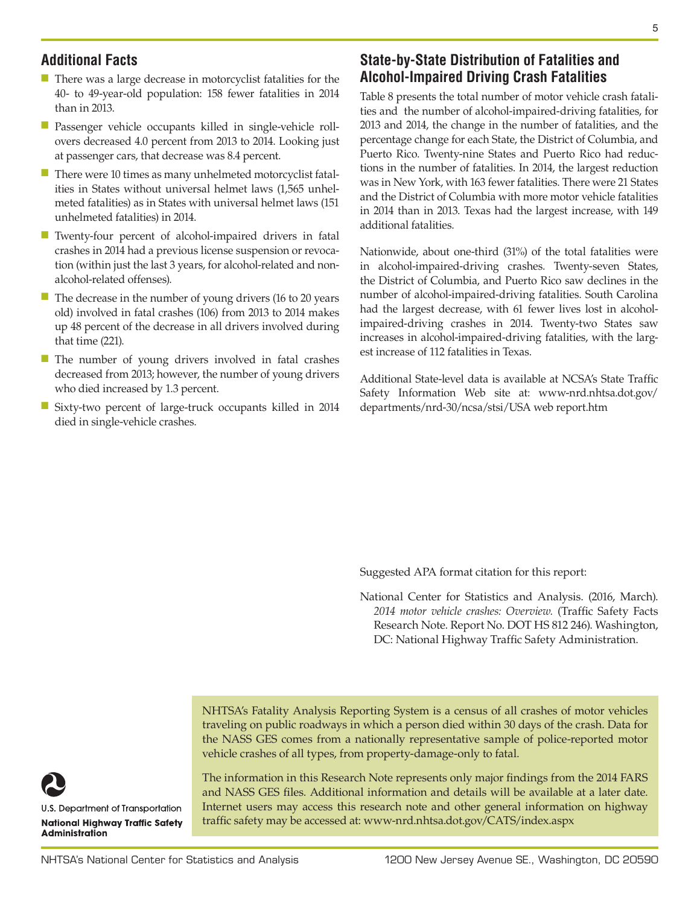## Additional Facts

- There was a large decrease in motorcyclist fatalities for the 40- to 49-year-old population: 158 fewer fatalities in 2014 than in 2013.
- Passenger vehicle occupants killed in single-vehicle rollovers decreased 4.0 percent from 2013 to 2014. Looking just at passenger cars, that decrease was 8.4 percent.
- There were 10 times as many unhelmeted motorcyclist fatalities in States without universal helmet laws (1,565 unhelmeted fatalities) as in States with universal helmet laws (151 unhelmeted fatalities) in 2014.
- Twenty-four percent of alcohol-impaired drivers in fatal crashes in 2014 had a previous license suspension or revocation (within just the last 3 years, for alcohol-related and non-alcohol-related offenses).
- The decrease in the number of young drivers (16 to 20 years old) involved in fatal crashes (106) from 2013 to 2014 makes up 48 percent of the decrease in all drivers involved during that time (221).
- The number of young drivers involved in fatal crashes decreased from 2013; however, the number of young drivers who died increased by 1.3 percent.
- Sixty-two percent of large-truck occupants killed in 2014 died in single-vehicle crashes.

## State-by-State Distribution of Fatalities and Alcohol-Impaired Driving Crash Fatalities

Table 8 presents the total number of motor vehicle crash fatalities and the number of alcohol-impaired-driving fatalities, for 2013 and 2014, the change in the number of fatalities, and the percentage change for each State, the District of Columbia, and Puerto Rico. Twenty-nine States and Puerto Rico had reductions in the number of fatalities. In 2014, the largest reduction was in New York, with 163 fewer fatalities. There were 21 States and the District of Columbia with more motor vehicle fatalities in 2014 than in 2013. Texas had the largest increase, with 149 additional fatalities.

Nationwide, about one-third (31%) of the total fatalities were in alcohol-impaired-driving crashes. Twenty-seven States, the District of Columbia, and Puerto Rico saw declines in the number of alcohol-impaired-driving fatalities. South Carolina had the largest decrease, with 61 fewer lives lost in alcohol-impaired-driving crashes in 2014. Twenty-two States saw increases in alcohol-impaired-driving fatalities, with the largest increase of 112 fatalities in Texas.

Additional State-level data is available at NCSA's State Traffic Safety Information Web site at: www-nrd.nhtsa.dot.gov/departments/nrd-30/ncsa/stsi/USA web report.htm

Suggested APA format citation for this report:

National Center for Statistics and Analysis. (2016, March). *2014 motor vehicle crashes: Overview.* (Traffic Safety Facts Research Note. Report No. DOT HS 812 246). Washington, DC: National Highway Traffic Safety Administration.

NHTSA's Fatality Analysis Reporting System is a census of all crashes of motor vehicles traveling on public roadways in which a person died within 30 days of the crash. Data for the NASS GES comes from a nationally representative sample of police-reported motor vehicle crashes of all types, from property-damage-only to fatal.

The information in this Research Note represents only major findings from the 2014 FARS and NASS GES files. Additional information and details will be available at a later date. Internet users may access this research note and other general information on highway traffic safety may be accessed at: www-nrd.nhtsa.dot.gov/CATS/index.aspx

U.S. Department of Transportation
**National Highway Traffic Safety Administration**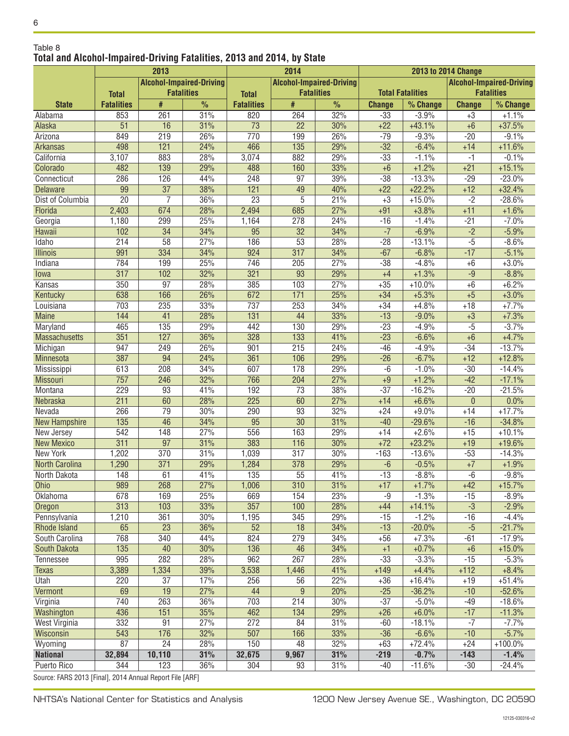Table 8
**Total and Alcohol-Impaired-Driving Fatalities, 2013 and 2014, by State**

| | 2013 | | | 2014 | | | 2013 to 2014 Change | | | |
|---|---|---|---|---|---|---|---|---|---|---|
| | | Alcohol-Impaired-Driving Fatalities | | | Alcohol-Impaired-Driving Fatalities | | Total Fatalities | | Alcohol-Impaired-Driving Fatalities | |
| State | Total Fatalities | # | % | Total Fatalities | # | % | Change | % Change | Change | % Change |
| Alabama | 853 | 261 | 31% | 820 | 264 | 32% | -33 | -3.9% | +3 | +1.1% |
| Alaska | 51 | 16 | 31% | 73 | 22 | 30% | +22 | +43.1% | +6 | +37.5% |
| Arizona | 849 | 219 | 26% | 770 | 199 | 26% | -79 | -9.3% | -20 | -9.1% |
| Arkansas | 498 | 121 | 24% | 466 | 135 | 29% | -32 | -6.4% | +14 | +11.6% |
| California | 3,107 | 883 | 28% | 3,074 | 882 | 29% | -33 | -1.1% | -1 | -0.1% |
| Colorado | 482 | 139 | 29% | 488 | 160 | 33% | +6 | +1.2% | +21 | +15.1% |
| Connecticut | 286 | 126 | 44% | 248 | 97 | 39% | -38 | -13.3% | -29 | -23.0% |
| Delaware | 99 | 37 | 38% | 121 | 49 | 40% | +22 | +22.2% | +12 | +32.4% |
| Dist of Columbia | 20 | 7 | 36% | 23 | 5 | 21% | +3 | +15.0% | -2 | -28.6% |
| Florida | 2,403 | 674 | 28% | 2,494 | 685 | 27% | +91 | +3.8% | +11 | +1.6% |
| Georgia | 1,180 | 299 | 25% | 1,164 | 278 | 24% | -16 | -1.4% | -21 | -7.0% |
| Hawaii | 102 | 34 | 34% | 95 | 32 | 34% | -7 | -6.9% | -2 | -5.9% |
| Idaho | 214 | 58 | 27% | 186 | 53 | 28% | -28 | -13.1% | -5 | -8.6% |
| Illinois | 991 | 334 | 34% | 924 | 317 | 34% | -67 | -6.8% | -17 | -5.1% |
| Indiana | 784 | 199 | 25% | 746 | 205 | 27% | -38 | -4.8% | +6 | +3.0% |
| Iowa | 317 | 102 | 32% | 321 | 93 | 29% | +4 | +1.3% | -9 | -8.8% |
| Kansas | 350 | 97 | 28% | 385 | 103 | 27% | +35 | +10.0% | +6 | +6.2% |
| Kentucky | 638 | 166 | 26% | 672 | 171 | 25% | +34 | +5.3% | +5 | +3.0% |
| Louisiana | 703 | 235 | 33% | 737 | 253 | 34% | +34 | +4.8% | +18 | +7.7% |
| Maine | 144 | 41 | 28% | 131 | 44 | 33% | -13 | -9.0% | +3 | +7.3% |
| Maryland | 465 | 135 | 29% | 442 | 130 | 29% | -23 | -4.9% | -5 | -3.7% |
| Massachusetts | 351 | 127 | 36% | 328 | 133 | 41% | -23 | -6.6% | +6 | +4.7% |
| Michigan | 947 | 249 | 26% | 901 | 215 | 24% | -46 | -4.9% | -34 | -13.7% |
| Minnesota | 387 | 94 | 24% | 361 | 106 | 29% | -26 | -6.7% | +12 | +12.8% |
| Mississippi | 613 | 208 | 34% | 607 | 178 | 29% | -6 | -1.0% | -30 | -14.4% |
| Missouri | 757 | 246 | 32% | 766 | 204 | 27% | +9 | +1.2% | -42 | -17.1% |
| Montana | 229 | 93 | 41% | 192 | 73 | 38% | -37 | -16.2% | -20 | -21.5% |
| Nebraska | 211 | 60 | 28% | 225 | 60 | 27% | +14 | +6.6% | 0 | 0.0% |
| Nevada | 266 | 79 | 30% | 290 | 93 | 32% | +24 | +9.0% | +14 | +17.7% |
| New Hampshire | 135 | 46 | 34% | 95 | 30 | 31% | -40 | -29.6% | -16 | -34.8% |
| New Jersey | 542 | 148 | 27% | 556 | 163 | 29% | +14 | +2.6% | +15 | +10.1% |
| New Mexico | 311 | 97 | 31% | 383 | 116 | 30% | +72 | +23.2% | +19 | +19.6% |
| New York | 1,202 | 370 | 31% | 1,039 | 317 | 30% | -163 | -13.6% | -53 | -14.3% |
| North Carolina | 1,290 | 371 | 29% | 1,284 | 378 | 29% | -6 | -0.5% | +7 | +1.9% |
| North Dakota | 148 | 61 | 41% | 135 | 55 | 41% | -13 | -8.8% | -6 | -9.8% |
| Ohio | 989 | 268 | 27% | 1,006 | 310 | 31% | +17 | +1.7% | +42 | +15.7% |
| Oklahoma | 678 | 169 | 25% | 669 | 154 | 23% | -9 | -1.3% | -15 | -8.9% |
| Oregon | 313 | 103 | 33% | 357 | 100 | 28% | +44 | +14.1% | -3 | -2.9% |
| Pennsylvania | 1,210 | 361 | 30% | 1,195 | 345 | 29% | -15 | -1.2% | -16 | -4.4% |
| Rhode Island | 65 | 23 | 36% | 52 | 18 | 34% | -13 | -20.0% | -5 | -21.7% |
| South Carolina | 768 | 340 | 44% | 824 | 279 | 34% | +56 | +7.3% | -61 | -17.9% |
| South Dakota | 135 | 40 | 30% | 136 | 46 | 34% | +1 | +0.7% | +6 | +15.0% |
| Tennessee | 995 | 282 | 28% | 962 | 267 | 28% | -33 | -3.3% | -15 | -5.3% |
| Texas | 3,389 | 1,334 | 39% | 3,538 | 1,446 | 41% | +149 | +4.4% | +112 | +8.4% |
| Utah | 220 | 37 | 17% | 256 | 56 | 22% | +36 | +16.4% | +19 | +51.4% |
| Vermont | 69 | 19 | 27% | 44 | 9 | 20% | -25 | -36.2% | -10 | -52.6% |
| Virginia | 740 | 263 | 36% | 703 | 214 | 30% | -37 | -5.0% | -49 | -18.6% |
| Washington | 436 | 151 | 35% | 462 | 134 | 29% | +26 | +6.0% | -17 | -11.3% |
| West Virginia | 332 | 91 | 27% | 272 | 84 | 31% | -60 | -18.1% | -7 | -7.7% |
| Wisconsin | 543 | 176 | 32% | 507 | 166 | 33% | -36 | -6.6% | -10 | -5.7% |
| Wyoming | 87 | 24 | 28% | 150 | 48 | 32% | +63 | +72.4% | +24 | +100.0% |
| **National** | **32,894** | **10,110** | **31%** | **32,675** | **9,967** | **31%** | **-219** | **-0.7%** | **-143** | **-1.4%** |
| Puerto Rico | 344 | 123 | 36% | 304 | 93 | 31% | -40 | -11.6% | -30 | -24.4% |

Source: FARS 2013 [Final], 2014 Annual Report File [ARF]

NHTSA's National Center for Statistics and Analysis 1200 New Jersey Avenue SE., Washington, DC 20590

12125-030316-v2